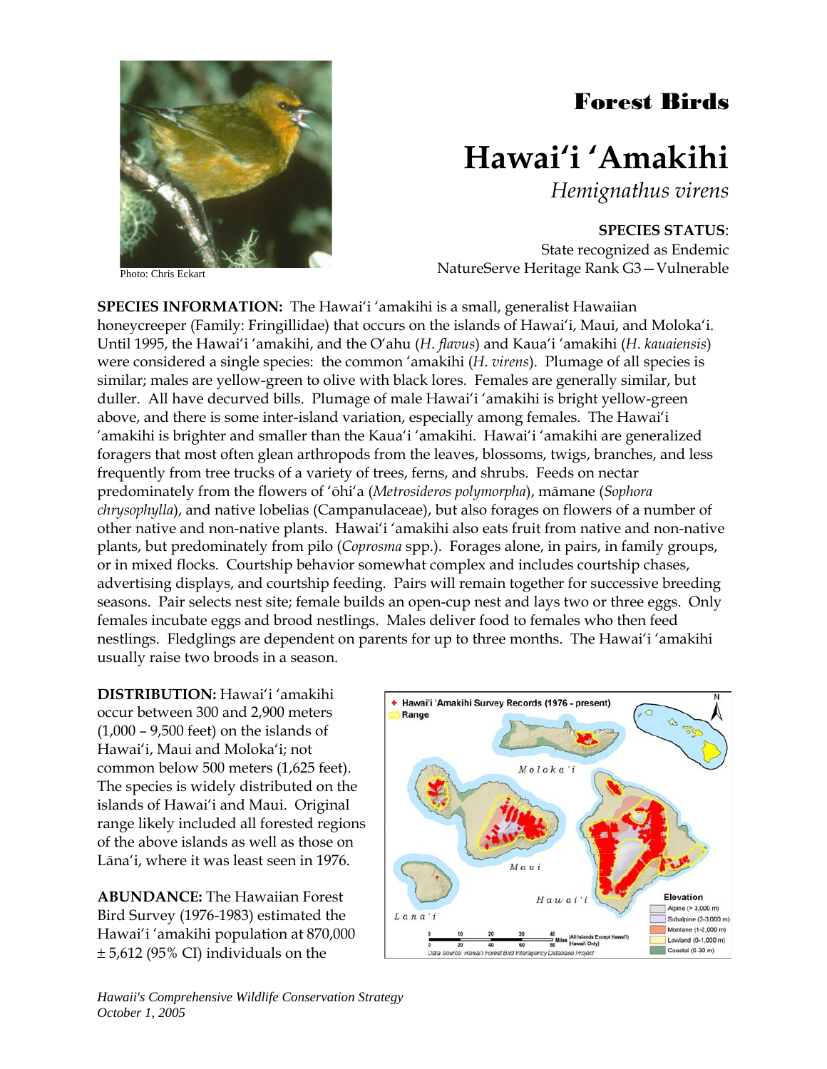# Forest Birds

# Hawai'i 'Amakihi

*Hemignathus virens*

Photo: Chris Eckart

**SPECIES STATUS**:
State recognized as Endemic
NatureServe Heritage Rank G3—Vulnerable

**SPECIES INFORMATION:** The Hawai'i 'amakihi is a small, generalist Hawaiian honeycreeper (Family: Fringillidae) that occurs on the islands of Hawai'i, Maui, and Moloka'i. Until 1995, the Hawai'i 'amakihi, and the O'ahu (*H. flavus*) and Kaua'i 'amakihi (*H. kauaiensis*) were considered a single species: the common 'amakihi (*H. virens*). Plumage of all species is similar; males are yellow-green to olive with black lores. Females are generally similar, but duller. All have decurved bills. Plumage of male Hawai'i 'amakihi is bright yellow-green above, and there is some inter-island variation, especially among females. The Hawai'i 'amakihi is brighter and smaller than the Kaua'i 'amakihi. Hawai'i 'amakihi are generalized foragers that most often glean arthropods from the leaves, blossoms, twigs, branches, and less frequently from tree trucks of a variety of trees, ferns, and shrubs. Feeds on nectar predominately from the flowers of 'ōhi'a (*Metrosideros polymorpha*), māmane (*Sophora chrysophylla*), and native lobelias (Campanulaceae), but also forages on flowers of a number of other native and non-native plants. Hawai'i 'amakihi also eats fruit from native and non-native plants, but predominately from pilo (*Coprosma* spp.). Forages alone, in pairs, in family groups, or in mixed flocks. Courtship behavior somewhat complex and includes courtship chases, advertising displays, and courtship feeding. Pairs will remain together for successive breeding seasons. Pair selects nest site; female builds an open-cup nest and lays two or three eggs. Only females incubate eggs and brood nestlings. Males deliver food to females who then feed nestlings. Fledglings are dependent on parents for up to three months. The Hawai'i 'amakihi usually raise two broods in a season.

**DISTRIBUTION:** Hawai'i 'amakihi occur between 300 and 2,900 meters (1,000 – 9,500 feet) on the islands of Hawai'i, Maui and Moloka'i; not common below 500 meters (1,625 feet). The species is widely distributed on the islands of Hawai'i and Maui. Original range likely included all forested regions of the above islands as well as those on Lāna'i, where it was least seen in 1976.

**ABUNDANCE:** The Hawaiian Forest Bird Survey (1976-1983) estimated the Hawai'i 'amakihi population at 870,000 ± 5,612 (95% CI) individuals on the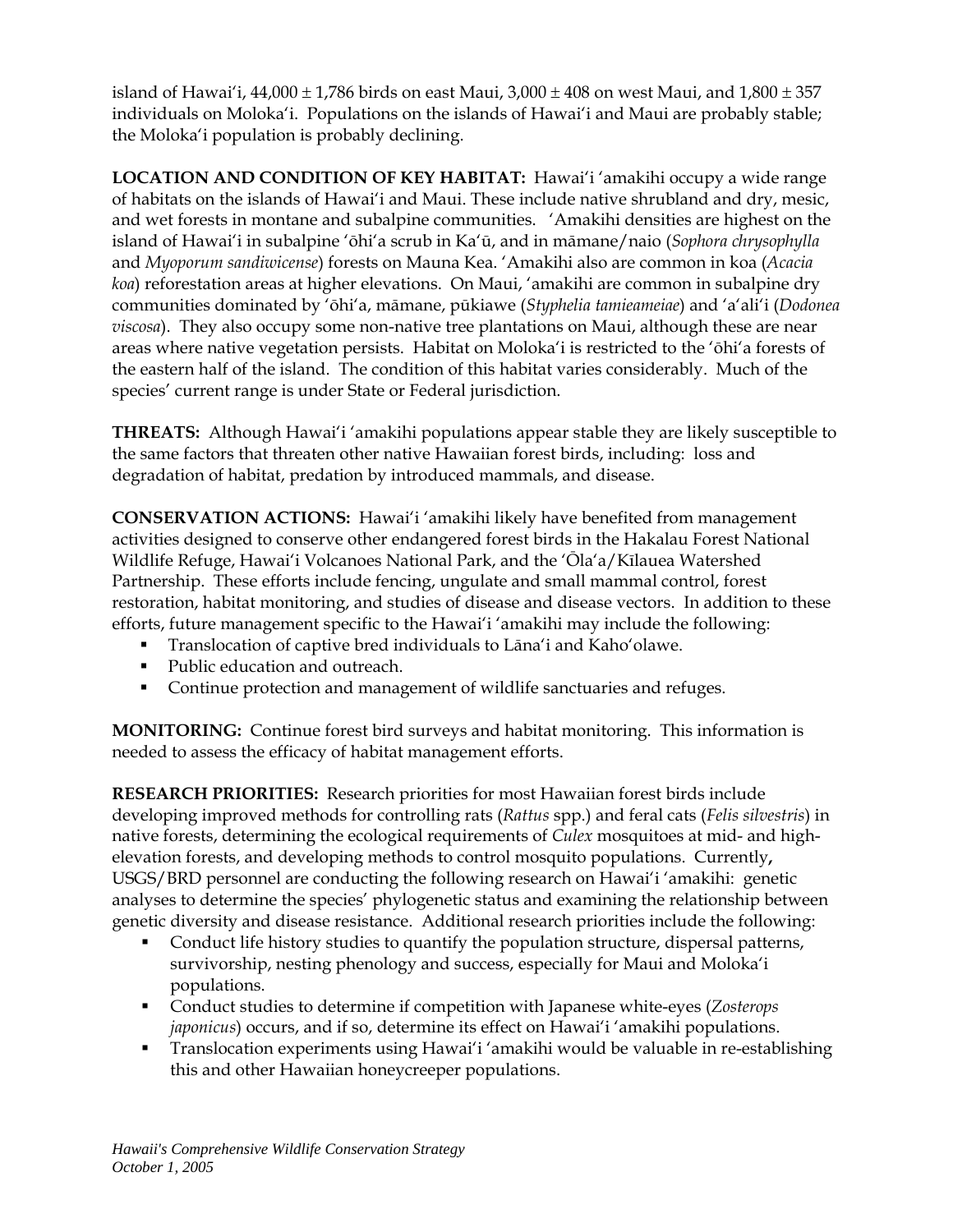island of Hawaiʻi, 44,000 ± 1,786 birds on east Maui, 3,000 ± 408 on west Maui, and 1,800 ± 357 individuals on Molokaʻi. Populations on the islands of Hawaiʻi and Maui are probably stable; the Molokaʻi population is probably declining.

**LOCATION AND CONDITION OF KEY HABITAT:** Hawaiʻi ʻamakihi occupy a wide range of habitats on the islands of Hawaiʻi and Maui. These include native shrubland and dry, mesic, and wet forests in montane and subalpine communities. ʻAmakihi densities are highest on the island of Hawaiʻi in subalpine ʻōhiʻa scrub in Kaʻū, and in māmane/naio (*Sophora chrysophylla* and *Myoporum sandiwicense*) forests on Mauna Kea. ʻAmakihi also are common in koa (*Acacia koa*) reforestation areas at higher elevations. On Maui, ʻamakihi are common in subalpine dry communities dominated by ʻōhiʻa, māmane, pūkiawe (*Styphelia tamieameiae*) and ʻaʻaliʻi (*Dodonea viscosa*). They also occupy some non-native tree plantations on Maui, although these are near areas where native vegetation persists. Habitat on Molokaʻi is restricted to the ʻōhiʻa forests of the eastern half of the island. The condition of this habitat varies considerably. Much of the species' current range is under State or Federal jurisdiction.

**THREATS:** Although Hawaiʻi ʻamakihi populations appear stable they are likely susceptible to the same factors that threaten other native Hawaiian forest birds, including: loss and degradation of habitat, predation by introduced mammals, and disease.

**CONSERVATION ACTIONS:** Hawaiʻi ʻamakihi likely have benefited from management activities designed to conserve other endangered forest birds in the Hakalau Forest National Wildlife Refuge, Hawaiʻi Volcanoes National Park, and the ʻŌlaʻa/Kīlauea Watershed Partnership. These efforts include fencing, ungulate and small mammal control, forest restoration, habitat monitoring, and studies of disease and disease vectors. In addition to these efforts, future management specific to the Hawaiʻi ʻamakihi may include the following:

- Translocation of captive bred individuals to Lānaʻi and Kahoʻolawe.
- Public education and outreach.
- Continue protection and management of wildlife sanctuaries and refuges.

**MONITORING:** Continue forest bird surveys and habitat monitoring. This information is needed to assess the efficacy of habitat management efforts.

**RESEARCH PRIORITIES:** Research priorities for most Hawaiian forest birds include developing improved methods for controlling rats (*Rattus* spp.) and feral cats (*Felis silvestris*) in native forests, determining the ecological requirements of *Culex* mosquitoes at mid- and high-elevation forests, and developing methods to control mosquito populations. Currently, USGS/BRD personnel are conducting the following research on Hawaiʻi ʻamakihi: genetic analyses to determine the species' phylogenetic status and examining the relationship between genetic diversity and disease resistance. Additional research priorities include the following:

- Conduct life history studies to quantify the population structure, dispersal patterns, survivorship, nesting phenology and success, especially for Maui and Molokaʻi populations.
- Conduct studies to determine if competition with Japanese white-eyes (*Zosterops japonicus*) occurs, and if so, determine its effect on Hawaiʻi ʻamakihi populations.
- Translocation experiments using Hawaiʻi ʻamakihi would be valuable in re-establishing this and other Hawaiian honeycreeper populations.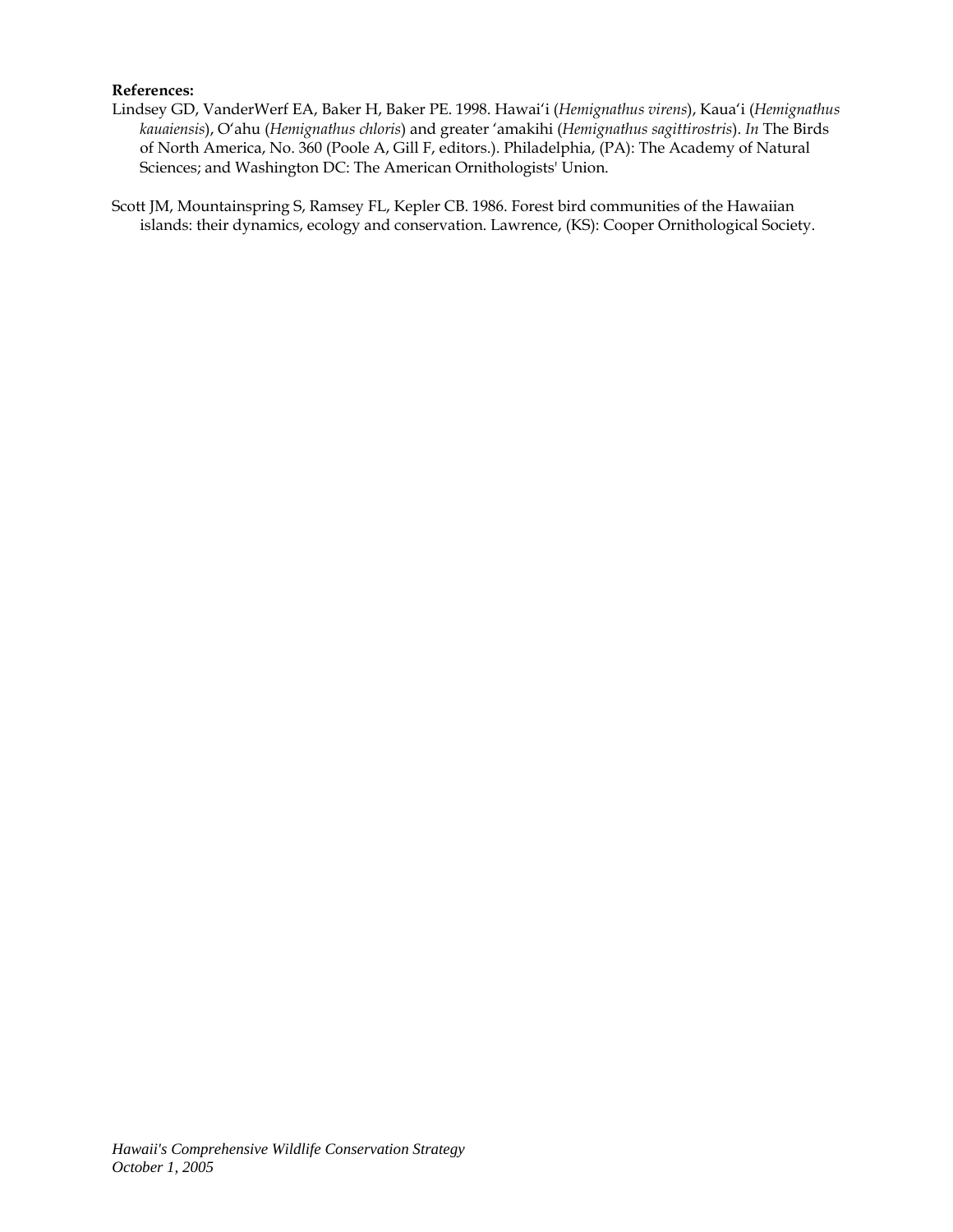**References:**

Lindsey GD, VanderWerf EA, Baker H, Baker PE. 1998. Hawai'i (*Hemignathus virens*), Kaua'i (*Hemignathus kauaiensis*), O'ahu (*Hemignathus chloris*) and greater 'amakihi (*Hemignathus sagittirostris*). *In* The Birds of North America, No. 360 (Poole A, Gill F, editors.). Philadelphia, (PA): The Academy of Natural Sciences; and Washington DC: The American Ornithologists' Union.

Scott JM, Mountainspring S, Ramsey FL, Kepler CB. 1986. Forest bird communities of the Hawaiian islands: their dynamics, ecology and conservation. Lawrence, (KS): Cooper Ornithological Society.